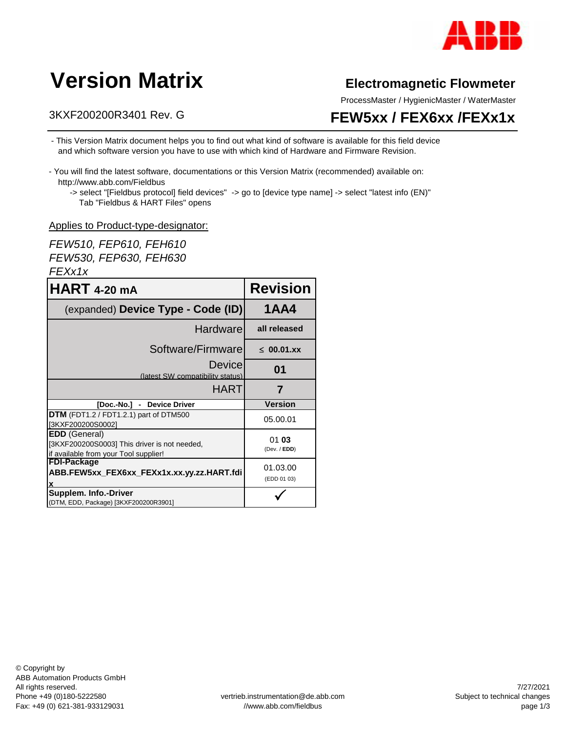# Version Matrix

## Electromagnetic Flowmeter

ProcessMaster / HygienicMaster / WaterMaster

3KXF200200R3401 Rev. G

## FEW5xx / FEX6xx /FEXx1x

- This Version Matrix document helps you to find out what kind of software is available for this field device and which software version you have to use with which kind of Hardware and Firmware Revision.

- You will find the latest software, documentations or this Version Matrix (recommended) available on: http://www.abb.com/Fieldbus
  -> select "[Fieldbus protocol] field devices" -> go to [device type name] -> select "latest info (EN)" Tab "Fieldbus & HART Files" opens

Applies to Product-type-designator:

*FEW510, FEP610, FEH610*
*FEW530, FEP630, FEH630*
*FEXx1x*

| **HART** **4-20 mA** | **Revision** |
|---|---|
| (expanded) **Device Type - Code (ID)** | **1AA4** |
| Hardware | **all released** |
| Software/Firmware | **≤ 00.01.xx** |
| Device (latest SW compatibility status) | **01** |
| HART | **7** |
| **[Doc.-No.] - Device Driver** | **Version** |
| **DTM** (FDT1.2 / FDT1.2.1) part of DTM500 [3KXF200200S0002] | 05.00.01 |
| **EDD** (General) [3KXF200200S0003] This driver is not needed, if available from your Tool supplier! | 01 **03** (Dev. / **EDD**) |
| **FDI-Package** **ABB.FEW5xx_FEX6xx_FEXx1x.xx.yy.zz.HART.fdix** | 01.03.00 (EDD 01 03) |
| **Supplem. Info.-Driver** (DTM, EDD, Package) [3KXF200200R3901] | ✓ |

© Copyright by
ABB Automation Products GmbH
All rights reserved.
Phone +49 (0)180-5222580
Fax: +49 (0) 621-381-933129031

vertrieb.instrumentation@de.abb.com
//www.abb.com/fieldbus

7/27/2021
Subject to technical changes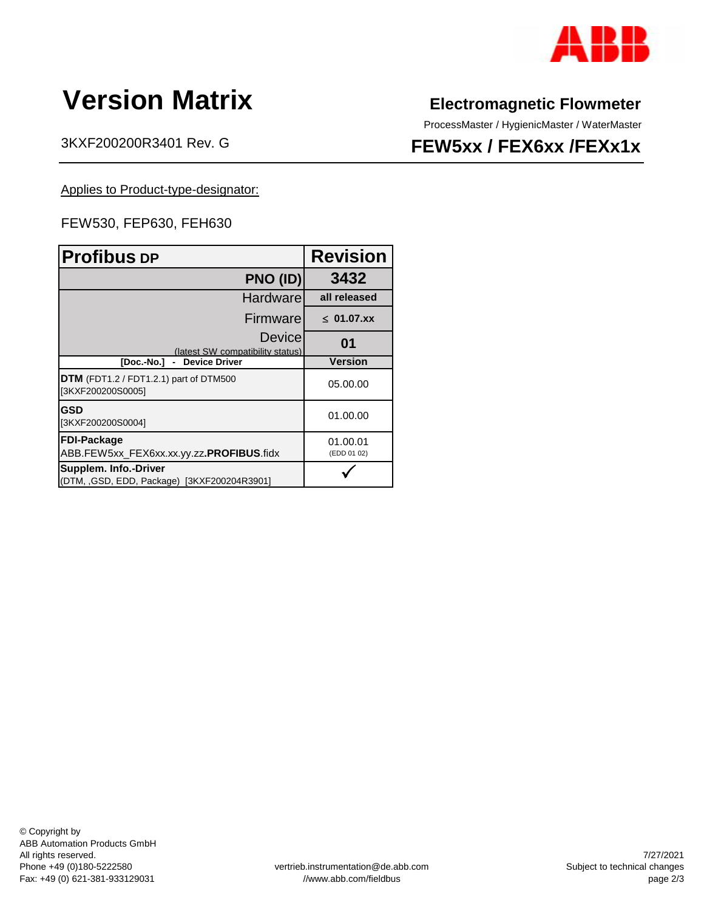# Version Matrix

## Electromagnetic Flowmeter

ProcessMaster / HygienicMaster / WaterMaster

3KXF200200R3401 Rev. G

**FEW5xx / FEX6xx /FEXx1x**

Applies to Product-type-designator:

FEW530, FEP630, FEH630

| **Profibus DP** | **Revision** |
|---|---|
| **PNO (ID)** | **3432** |
| Hardware | **all released** |
| Firmware | **≤ 01.07.xx** |
| Device (latest SW compatibility status) | **01** |
| **[Doc.-No.] - Device Driver** | **Version** |
| **DTM** (FDT1.2 / FDT1.2.1) part of DTM500 [3KXF200200S0005] | 05.00.00 |
| **GSD** [3KXF200200S0004] | 01.00.00 |
| **FDI-Package** ABB.FEW5xx_FEX6xx.xx.yy.zz.**PROFIBUS**.fidx | 01.00.01 (EDD 01 02) |
| **Supplem. Info.-Driver** (DTM, ,GSD, EDD, Package) [3KXF200204R3901] | ✓ |

© Copyright by
ABB Automation Products GmbH
All rights reserved.
Phone +49 (0)180-5222580
Fax: +49 (0) 621-381-933129031

vertrieb.instrumentation@de.abb.com
//www.abb.com/fieldbus

7/27/2021
Subject to technical changes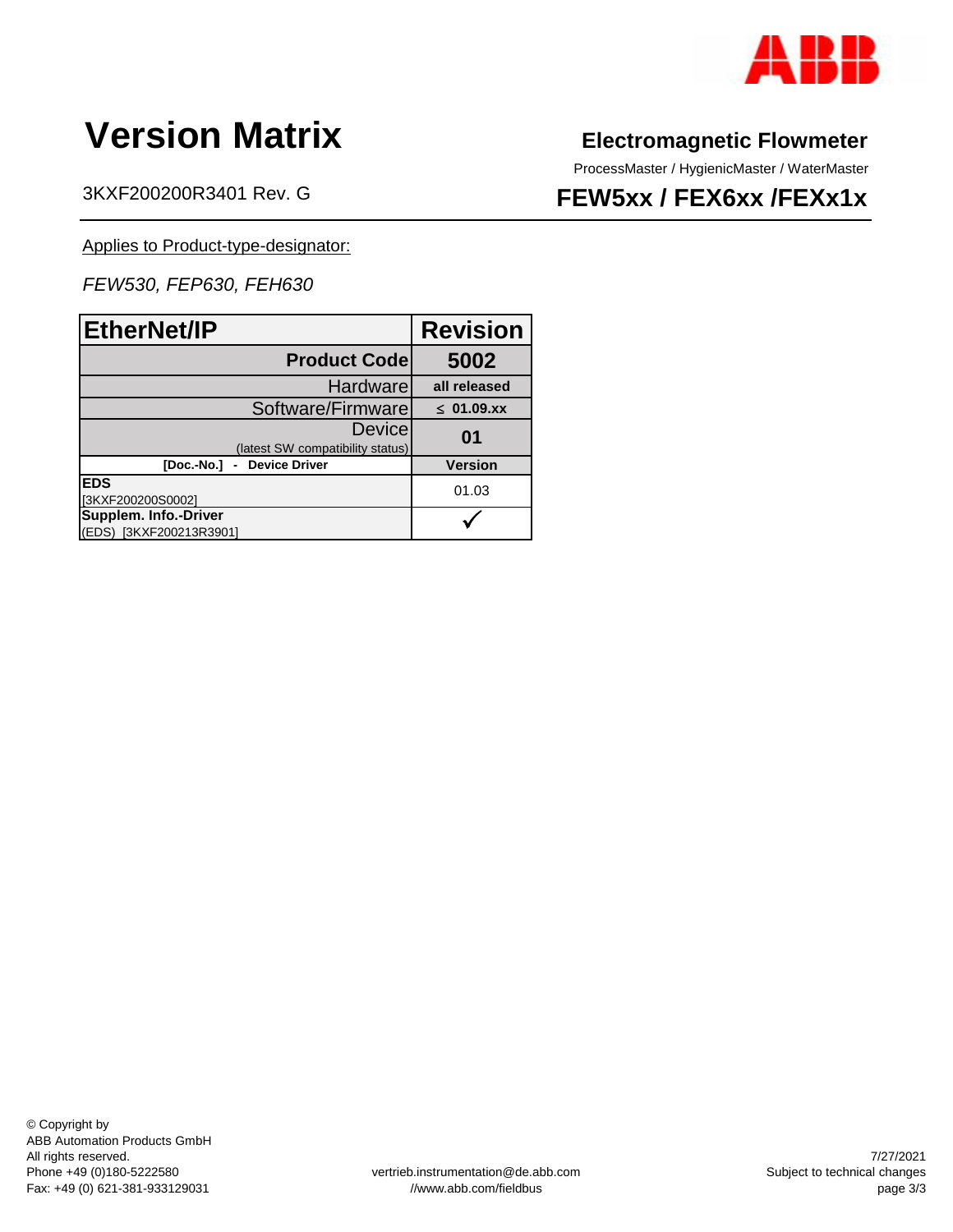# Version Matrix

## Electromagnetic Flowmeter

ProcessMaster / HygienicMaster / WaterMaster

3KXF200200R3401 Rev. G

## FEW5xx / FEX6xx /FEXx1x

Applies to Product-type-designator:

*FEW530, FEP630, FEH630*

| EtherNet/IP | Revision |
|---|---|
| **Product Code** | **5002** |
| Hardware | **all released** |
| Software/Firmware | **≤ 01.09.xx** |
| Device (latest SW compatibility status) | **01** |
| **[Doc.-No.] - Device Driver** | **Version** |
| **EDS** [3KXF200200S0002] | 01.03 |
| **Supplem. Info.-Driver** (EDS) [3KXF200213R3901] | ✓ |

© Copyright by
ABB Automation Products GmbH
All rights reserved.
Phone +49 (0)180-5222580
Fax: +49 (0) 621-381-933129031

vertrieb.instrumentation@de.abb.com
//www.abb.com/fieldbus

7/27/2021
Subject to technical changes